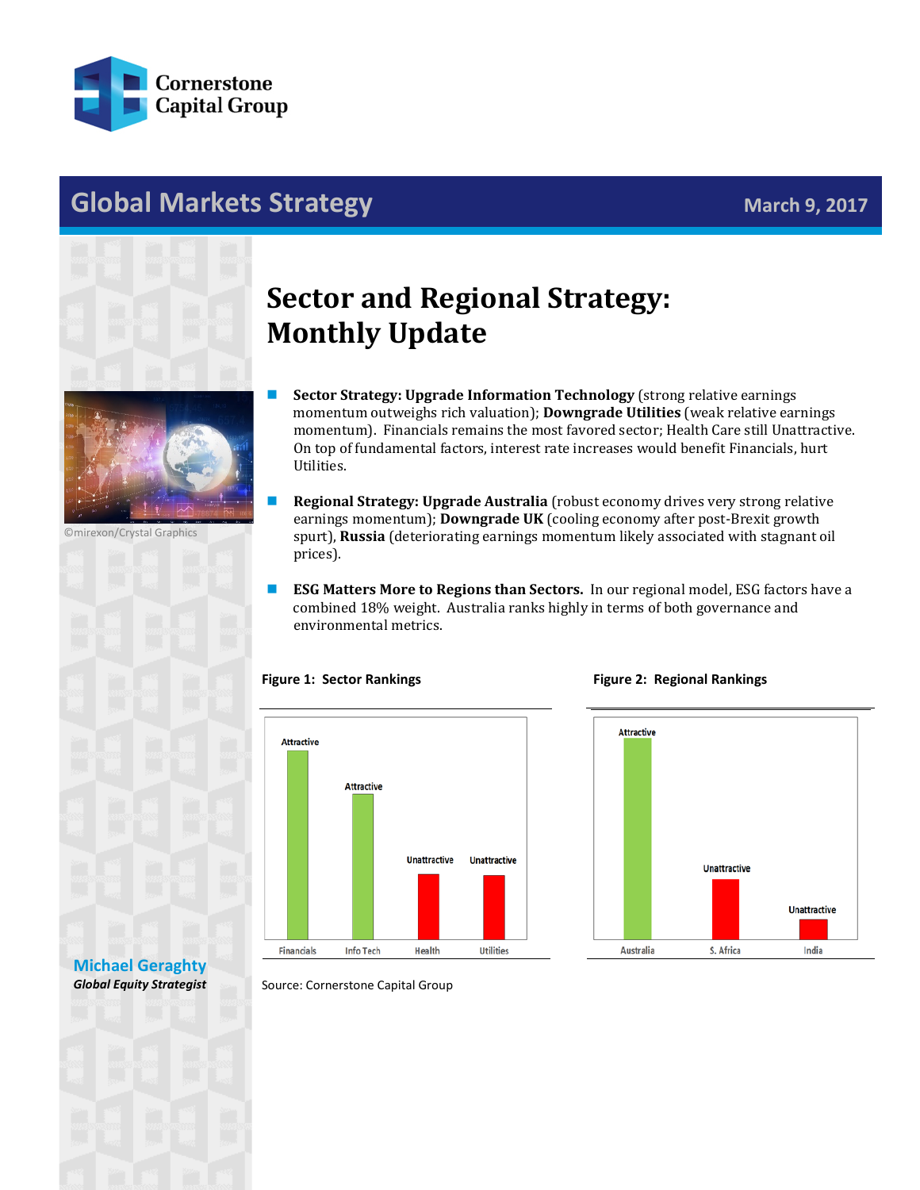Cornerstone Capital Group

# Global Markets Strategy

March 9, 2017

©mirexon/Crystal Graphics

**Michael Geraghty**
***Global Equity Strategist***

# Sector and Regional Strategy: Monthly Update

- **Sector Strategy: Upgrade Information Technology** (strong relative earnings momentum outweighs rich valuation); **Downgrade Utilities** (weak relative earnings momentum). Financials remains the most favored sector; Health Care still Unattractive. On top of fundamental factors, interest rate increases would benefit Financials, hurt Utilities.

- **Regional Strategy: Upgrade Australia** (robust economy drives very strong relative earnings momentum); **Downgrade UK** (cooling economy after post-Brexit growth spurt), **Russia** (deteriorating earnings momentum likely associated with stagnant oil prices).

- **ESG Matters More to Regions than Sectors.** In our regional model, ESG factors have a combined 18% weight. Australia ranks highly in terms of both governance and environmental metrics.

**Figure 1: Sector Rankings**

| Sector | Ranking |
|---|---|
| Financials | Attractive |
| Info Tech | Attractive |
| Health | Unattractive |
| Utilities | Unattractive |

**Figure 2: Regional Rankings**

| Region | Ranking |
|---|---|
| Australia | Attractive |
| S. Africa | Unattractive |
| India | Unattractive |

Source: Cornerstone Capital Group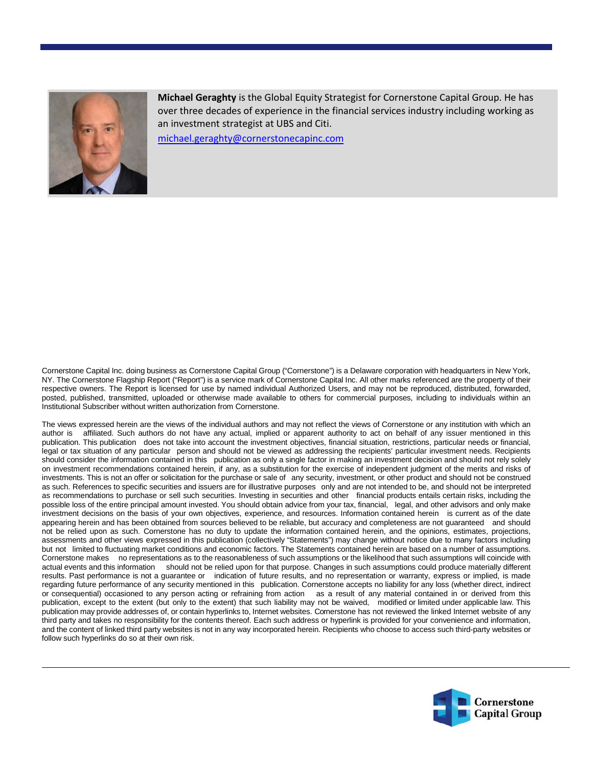**Michael Geraghty** is the Global Equity Strategist for Cornerstone Capital Group. He has over three decades of experience in the financial services industry including working as an investment strategist at UBS and Citi.

michael.geraghty@cornerstonecapinc.com

Cornerstone Capital Inc. doing business as Cornerstone Capital Group ("Cornerstone") is a Delaware corporation with headquarters in New York, NY. The Cornerstone Flagship Report ("Report") is a service mark of Cornerstone Capital Inc. All other marks referenced are the property of their respective owners. The Report is licensed for use by named individual Authorized Users, and may not be reproduced, distributed, forwarded, posted, published, transmitted, uploaded or otherwise made available to others for commercial purposes, including to individuals within an Institutional Subscriber without written authorization from Cornerstone.

The views expressed herein are the views of the individual authors and may not reflect the views of Cornerstone or any institution with which an author is affiliated. Such authors do not have any actual, implied or apparent authority to act on behalf of any issuer mentioned in this publication. This publication does not take into account the investment objectives, financial situation, restrictions, particular needs or financial, legal or tax situation of any particular person and should not be viewed as addressing the recipients' particular investment needs. Recipients should consider the information contained in this publication as only a single factor in making an investment decision and should not rely solely on investment recommendations contained herein, if any, as a substitution for the exercise of independent judgment of the merits and risks of investments. This is not an offer or solicitation for the purchase or sale of any security, investment, or other product and should not be construed as such. References to specific securities and issuers are for illustrative purposes only and are not intended to be, and should not be interpreted as recommendations to purchase or sell such securities. Investing in securities and other financial products entails certain risks, including the possible loss of the entire principal amount invested. You should obtain advice from your tax, financial, legal, and other advisors and only make investment decisions on the basis of your own objectives, experience, and resources. Information contained herein is current as of the date appearing herein and has been obtained from sources believed to be reliable, but accuracy and completeness are not guaranteed and should not be relied upon as such. Cornerstone has no duty to update the information contained herein, and the opinions, estimates, projections, assessments and other views expressed in this publication (collectively "Statements") may change without notice due to many factors including but not limited to fluctuating market conditions and economic factors. The Statements contained herein are based on a number of assumptions. Cornerstone makes no representations as to the reasonableness of such assumptions or the likelihood that such assumptions will coincide with actual events and this information should not be relied upon for that purpose. Changes in such assumptions could produce materially different results. Past performance is not a guarantee or indication of future results, and no representation or warranty, express or implied, is made regarding future performance of any security mentioned in this publication. Cornerstone accepts no liability for any loss (whether direct, indirect or consequential) occasioned to any person acting or refraining from action as a result of any material contained in or derived from this publication, except to the extent (but only to the extent) that such liability may not be waived, modified or limited under applicable law. This publication may provide addresses of, or contain hyperlinks to, Internet websites. Cornerstone has not reviewed the linked Internet website of any third party and takes no responsibility for the contents thereof. Each such address or hyperlink is provided for your convenience and information, and the content of linked third party websites is not in any way incorporated herein. Recipients who choose to access such third-party websites or follow such hyperlinks do so at their own risk.

Cornerstone Capital Group